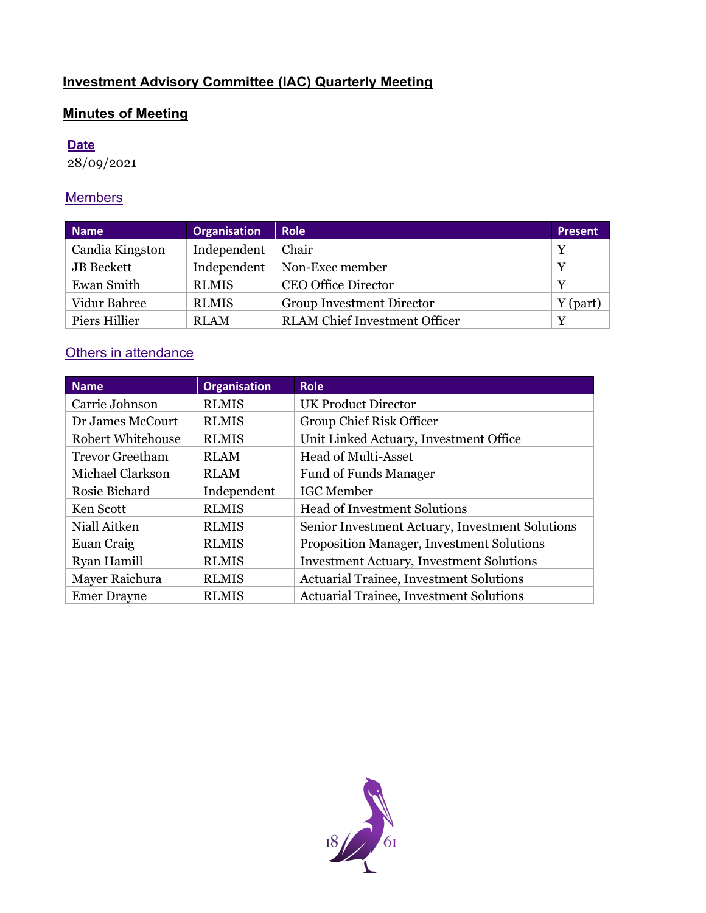# Investment Advisory Committee (IAC) Quarterly Meeting

## Minutes of Meeting

### Date

28/09/2021

### Members

| Name | Organisation | Role | Present |
|---|---|---|---|
| Candia Kingston | Independent | Chair | Y |
| JB Beckett | Independent | Non-Exec member | Y |
| Ewan Smith | RLMIS | CEO Office Director | Y |
| Vidur Bahree | RLMIS | Group Investment Director | Y (part) |
| Piers Hillier | RLAM | RLAM Chief Investment Officer | Y |

### Others in attendance

| Name | Organisation | Role |
|---|---|---|
| Carrie Johnson | RLMIS | UK Product Director |
| Dr James McCourt | RLMIS | Group Chief Risk Officer |
| Robert Whitehouse | RLMIS | Unit Linked Actuary, Investment Office |
| Trevor Greetham | RLAM | Head of Multi-Asset |
| Michael Clarkson | RLAM | Fund of Funds Manager |
| Rosie Bichard | Independent | IGC Member |
| Ken Scott | RLMIS | Head of Investment Solutions |
| Niall Aitken | RLMIS | Senior Investment Actuary, Investment Solutions |
| Euan Craig | RLMIS | Proposition Manager, Investment Solutions |
| Ryan Hamill | RLMIS | Investment Actuary, Investment Solutions |
| Mayer Raichura | RLMIS | Actuarial Trainee, Investment Solutions |
| Emer Drayne | RLMIS | Actuarial Trainee, Investment Solutions |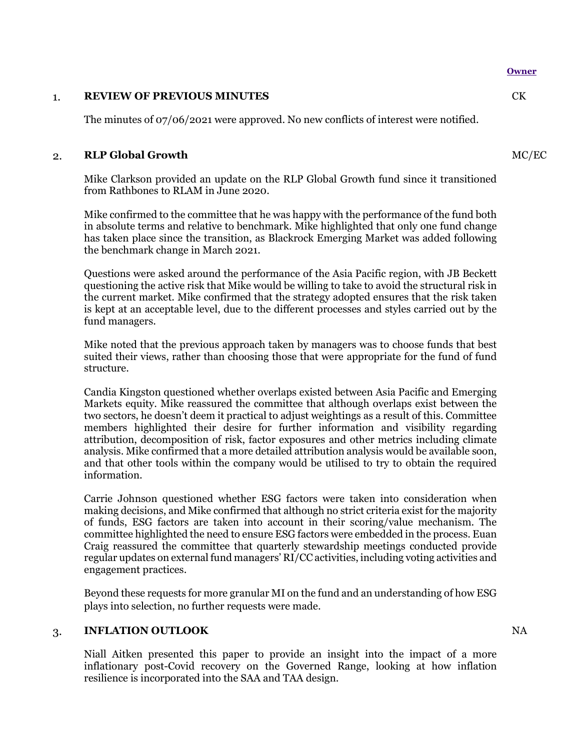**Owner**

1. **REVIEW OF PREVIOUS MINUTES** — CK

The minutes of 07/06/2021 were approved. No new conflicts of interest were notified.

2. **RLP Global Growth** — MC/EC

Mike Clarkson provided an update on the RLP Global Growth fund since it transitioned from Rathbones to RLAM in June 2020.

Mike confirmed to the committee that he was happy with the performance of the fund both in absolute terms and relative to benchmark. Mike highlighted that only one fund change has taken place since the transition, as Blackrock Emerging Market was added following the benchmark change in March 2021.

Questions were asked around the performance of the Asia Pacific region, with JB Beckett questioning the active risk that Mike would be willing to take to avoid the structural risk in the current market. Mike confirmed that the strategy adopted ensures that the risk taken is kept at an acceptable level, due to the different processes and styles carried out by the fund managers.

Mike noted that the previous approach taken by managers was to choose funds that best suited their views, rather than choosing those that were appropriate for the fund of fund structure.

Candia Kingston questioned whether overlaps existed between Asia Pacific and Emerging Markets equity. Mike reassured the committee that although overlaps exist between the two sectors, he doesn't deem it practical to adjust weightings as a result of this. Committee members highlighted their desire for further information and visibility regarding attribution, decomposition of risk, factor exposures and other metrics including climate analysis. Mike confirmed that a more detailed attribution analysis would be available soon, and that other tools within the company would be utilised to try to obtain the required information.

Carrie Johnson questioned whether ESG factors were taken into consideration when making decisions, and Mike confirmed that although no strict criteria exist for the majority of funds, ESG factors are taken into account in their scoring/value mechanism. The committee highlighted the need to ensure ESG factors were embedded in the process. Euan Craig reassured the committee that quarterly stewardship meetings conducted provide regular updates on external fund managers' RI/CC activities, including voting activities and engagement practices.

Beyond these requests for more granular MI on the fund and an understanding of how ESG plays into selection, no further requests were made.

3. **INFLATION OUTLOOK** — NA

Niall Aitken presented this paper to provide an insight into the impact of a more inflationary post-Covid recovery on the Governed Range, looking at how inflation resilience is incorporated into the SAA and TAA design.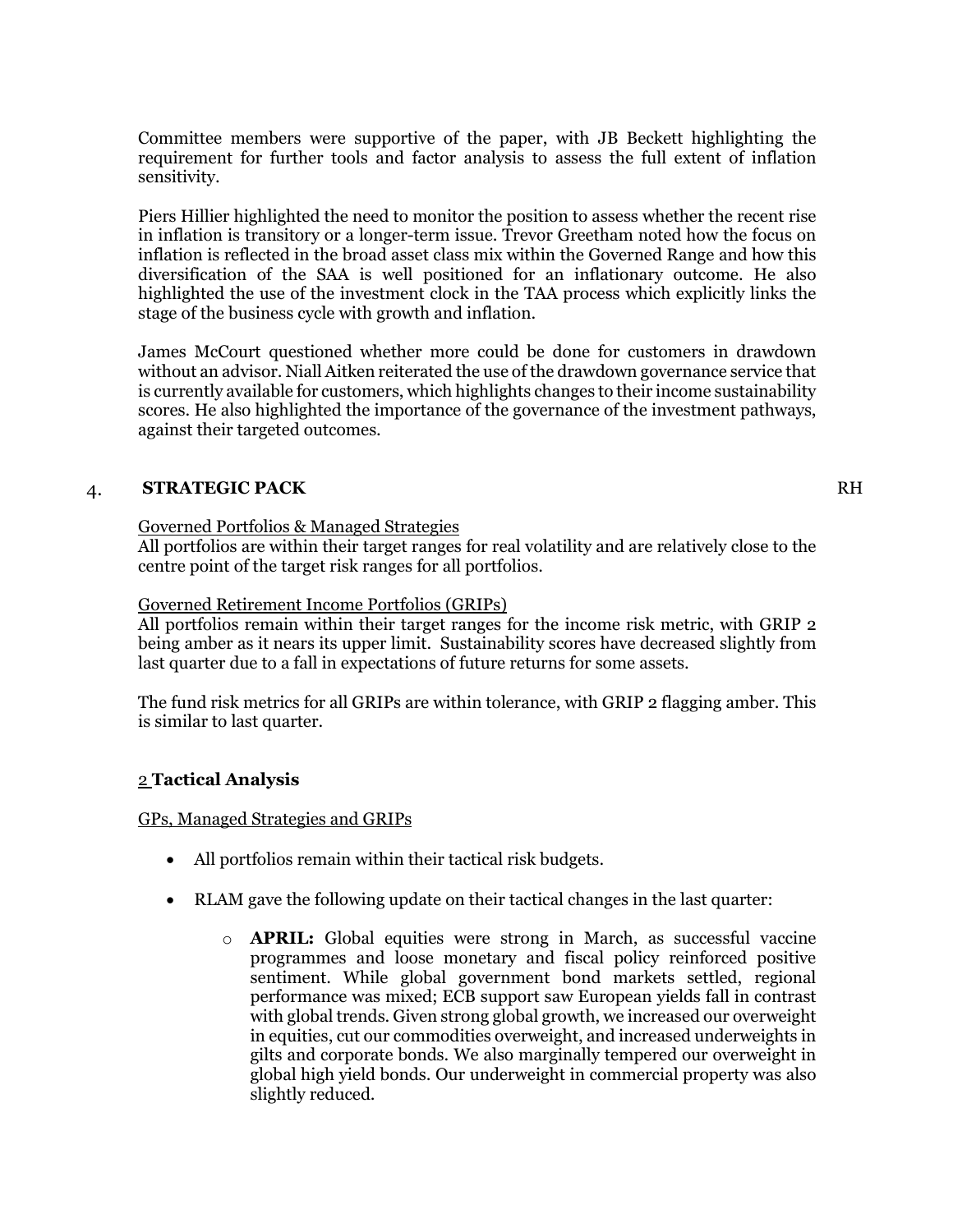Committee members were supportive of the paper, with JB Beckett highlighting the requirement for further tools and factor analysis to assess the full extent of inflation sensitivity.

Piers Hillier highlighted the need to monitor the position to assess whether the recent rise in inflation is transitory or a longer-term issue. Trevor Greetham noted how the focus on inflation is reflected in the broad asset class mix within the Governed Range and how this diversification of the SAA is well positioned for an inflationary outcome. He also highlighted the use of the investment clock in the TAA process which explicitly links the stage of the business cycle with growth and inflation.

James McCourt questioned whether more could be done for customers in drawdown without an advisor. Niall Aitken reiterated the use of the drawdown governance service that is currently available for customers, which highlights changes to their income sustainability scores. He also highlighted the importance of the governance of the investment pathways, against their targeted outcomes.

## 4. **STRATEGIC PACK** RH

Governed Portfolios & Managed Strategies
All portfolios are within their target ranges for real volatility and are relatively close to the centre point of the target risk ranges for all portfolios.

Governed Retirement Income Portfolios (GRIPs)
All portfolios remain within their target ranges for the income risk metric, with GRIP 2 being amber as it nears its upper limit. Sustainability scores have decreased slightly from last quarter due to a fall in expectations of future returns for some assets.

The fund risk metrics for all GRIPs are within tolerance, with GRIP 2 flagging amber. This is similar to last quarter.

### 2 **Tactical Analysis**

GPs, Managed Strategies and GRIPs

- All portfolios remain within their tactical risk budgets.
- RLAM gave the following update on their tactical changes in the last quarter:
  - **APRIL:** Global equities were strong in March, as successful vaccine programmes and loose monetary and fiscal policy reinforced positive sentiment. While global government bond markets settled, regional performance was mixed; ECB support saw European yields fall in contrast with global trends. Given strong global growth, we increased our overweight in equities, cut our commodities overweight, and increased underweights in gilts and corporate bonds. We also marginally tempered our overweight in global high yield bonds. Our underweight in commercial property was also slightly reduced.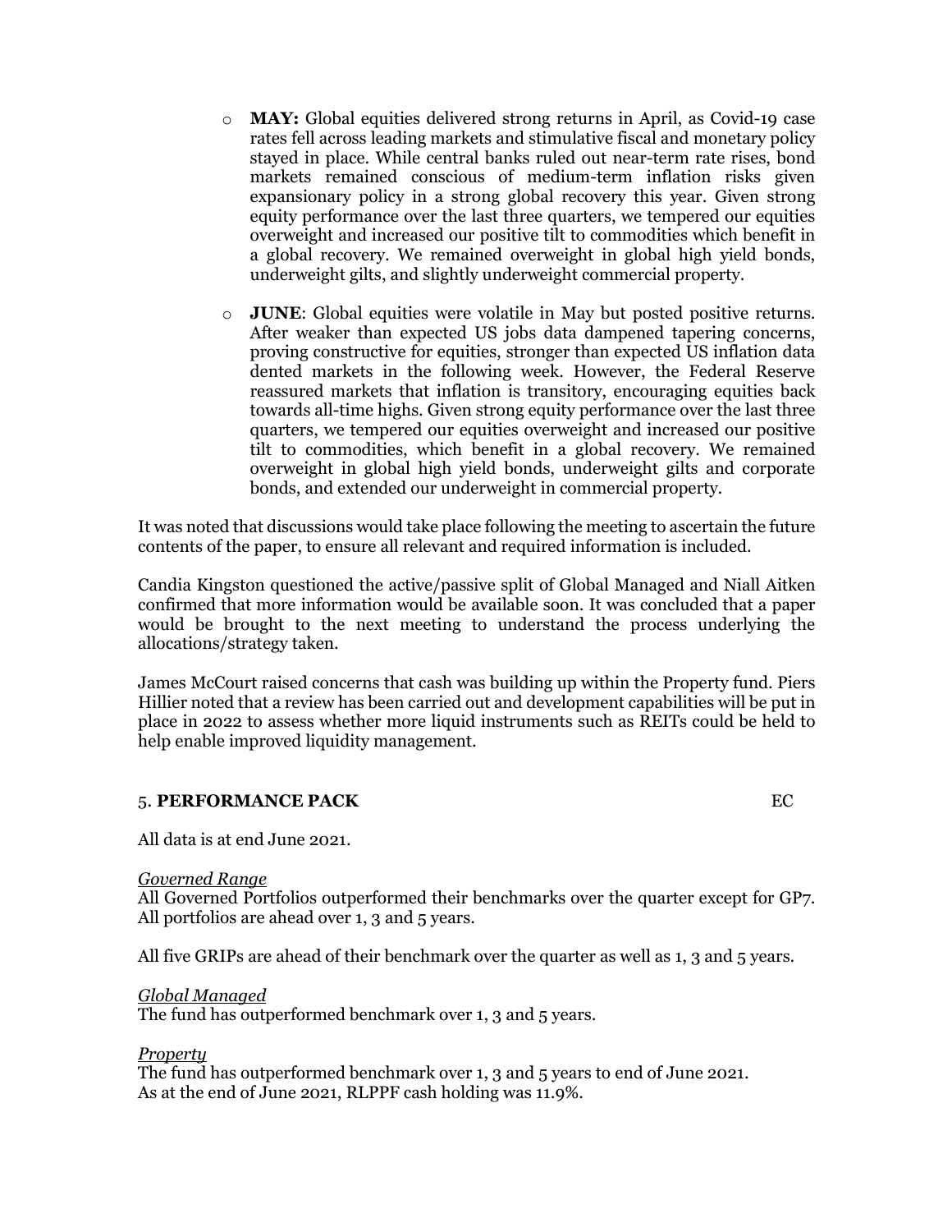- **MAY:** Global equities delivered strong returns in April, as Covid-19 case rates fell across leading markets and stimulative fiscal and monetary policy stayed in place. While central banks ruled out near-term rate rises, bond markets remained conscious of medium-term inflation risks given expansionary policy in a strong global recovery this year. Given strong equity performance over the last three quarters, we tempered our equities overweight and increased our positive tilt to commodities which benefit in a global recovery. We remained overweight in global high yield bonds, underweight gilts, and slightly underweight commercial property.

- **JUNE**: Global equities were volatile in May but posted positive returns. After weaker than expected US jobs data dampened tapering concerns, proving constructive for equities, stronger than expected US inflation data dented markets in the following week. However, the Federal Reserve reassured markets that inflation is transitory, encouraging equities back towards all-time highs. Given strong equity performance over the last three quarters, we tempered our equities overweight and increased our positive tilt to commodities, which benefit in a global recovery. We remained overweight in global high yield bonds, underweight gilts and corporate bonds, and extended our underweight in commercial property.

It was noted that discussions would take place following the meeting to ascertain the future contents of the paper, to ensure all relevant and required information is included.

Candia Kingston questioned the active/passive split of Global Managed and Niall Aitken confirmed that more information would be available soon. It was concluded that a paper would be brought to the next meeting to understand the process underlying the allocations/strategy taken.

James McCourt raised concerns that cash was building up within the Property fund. Piers Hillier noted that a review has been carried out and development capabilities will be put in place in 2022 to assess whether more liquid instruments such as REITs could be held to help enable improved liquidity management.

## 5. **PERFORMANCE PACK** EC

All data is at end June 2021.

*Governed Range*
All Governed Portfolios outperformed their benchmarks over the quarter except for GP7. All portfolios are ahead over 1, 3 and 5 years.

All five GRIPs are ahead of their benchmark over the quarter as well as 1, 3 and 5 years.

*Global Managed*
The fund has outperformed benchmark over 1, 3 and 5 years.

*Property*
The fund has outperformed benchmark over 1, 3 and 5 years to end of June 2021.
As at the end of June 2021, RLPPF cash holding was 11.9%.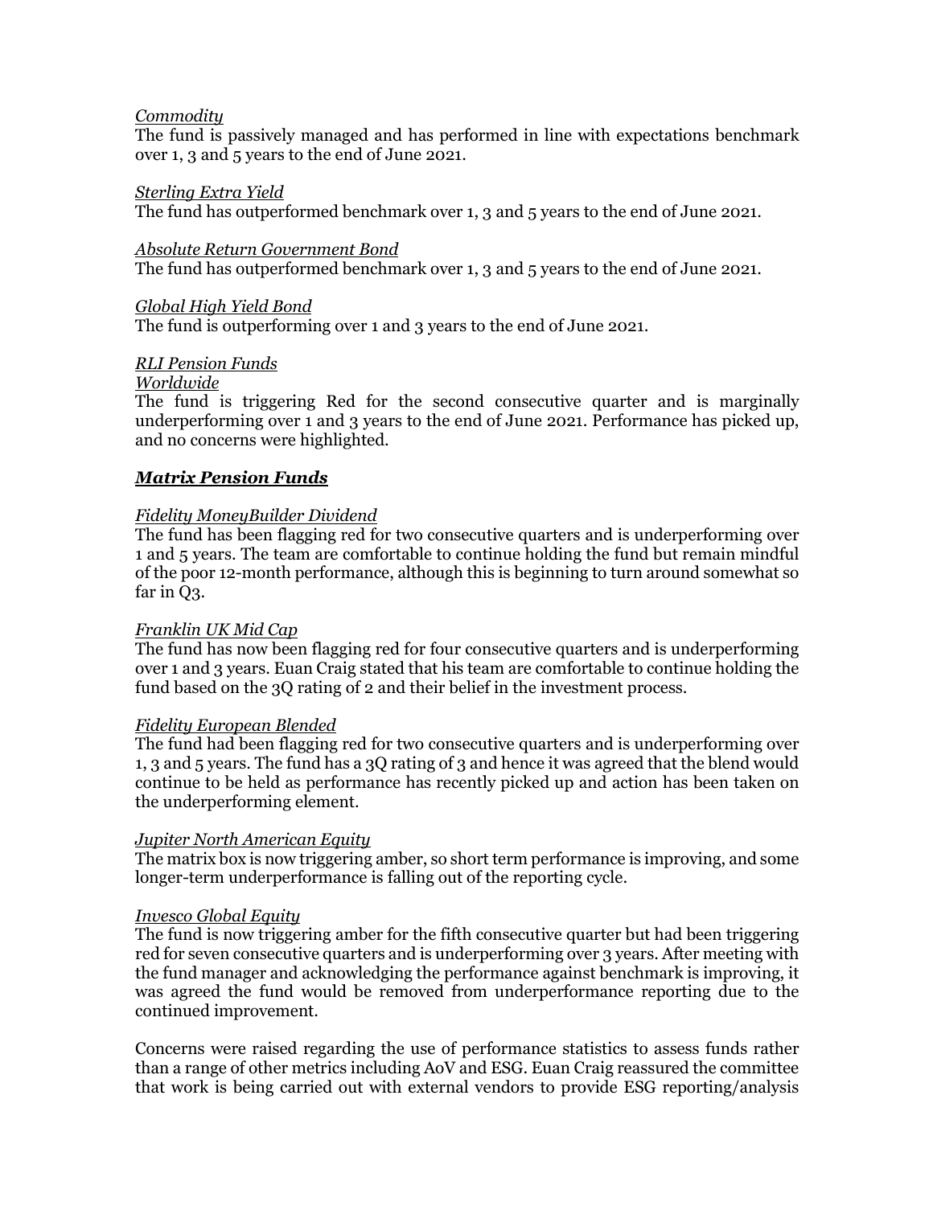*Commodity*

The fund is passively managed and has performed in line with expectations benchmark over 1, 3 and 5 years to the end of June 2021.

*Sterling Extra Yield*

The fund has outperformed benchmark over 1, 3 and 5 years to the end of June 2021.

*Absolute Return Government Bond*

The fund has outperformed benchmark over 1, 3 and 5 years to the end of June 2021.

*Global High Yield Bond*

The fund is outperforming over 1 and 3 years to the end of June 2021.

*RLI Pension Funds*

*Worldwide*

The fund is triggering Red for the second consecutive quarter and is marginally underperforming over 1 and 3 years to the end of June 2021. Performance has picked up, and no concerns were highlighted.

### ***Matrix Pension Funds***

*Fidelity MoneyBuilder Dividend*

The fund has been flagging red for two consecutive quarters and is underperforming over 1 and 5 years. The team are comfortable to continue holding the fund but remain mindful of the poor 12-month performance, although this is beginning to turn around somewhat so far in Q3.

*Franklin UK Mid Cap*

The fund has now been flagging red for four consecutive quarters and is underperforming over 1 and 3 years. Euan Craig stated that his team are comfortable to continue holding the fund based on the 3Q rating of 2 and their belief in the investment process.

*Fidelity European Blended*

The fund had been flagging red for two consecutive quarters and is underperforming over 1, 3 and 5 years. The fund has a 3Q rating of 3 and hence it was agreed that the blend would continue to be held as performance has recently picked up and action has been taken on the underperforming element.

*Jupiter North American Equity*

The matrix box is now triggering amber, so short term performance is improving, and some longer-term underperformance is falling out of the reporting cycle.

*Invesco Global Equity*

The fund is now triggering amber for the fifth consecutive quarter but had been triggering red for seven consecutive quarters and is underperforming over 3 years. After meeting with the fund manager and acknowledging the performance against benchmark is improving, it was agreed the fund would be removed from underperformance reporting due to the continued improvement.

Concerns were raised regarding the use of performance statistics to assess funds rather than a range of other metrics including AoV and ESG. Euan Craig reassured the committee that work is being carried out with external vendors to provide ESG reporting/analysis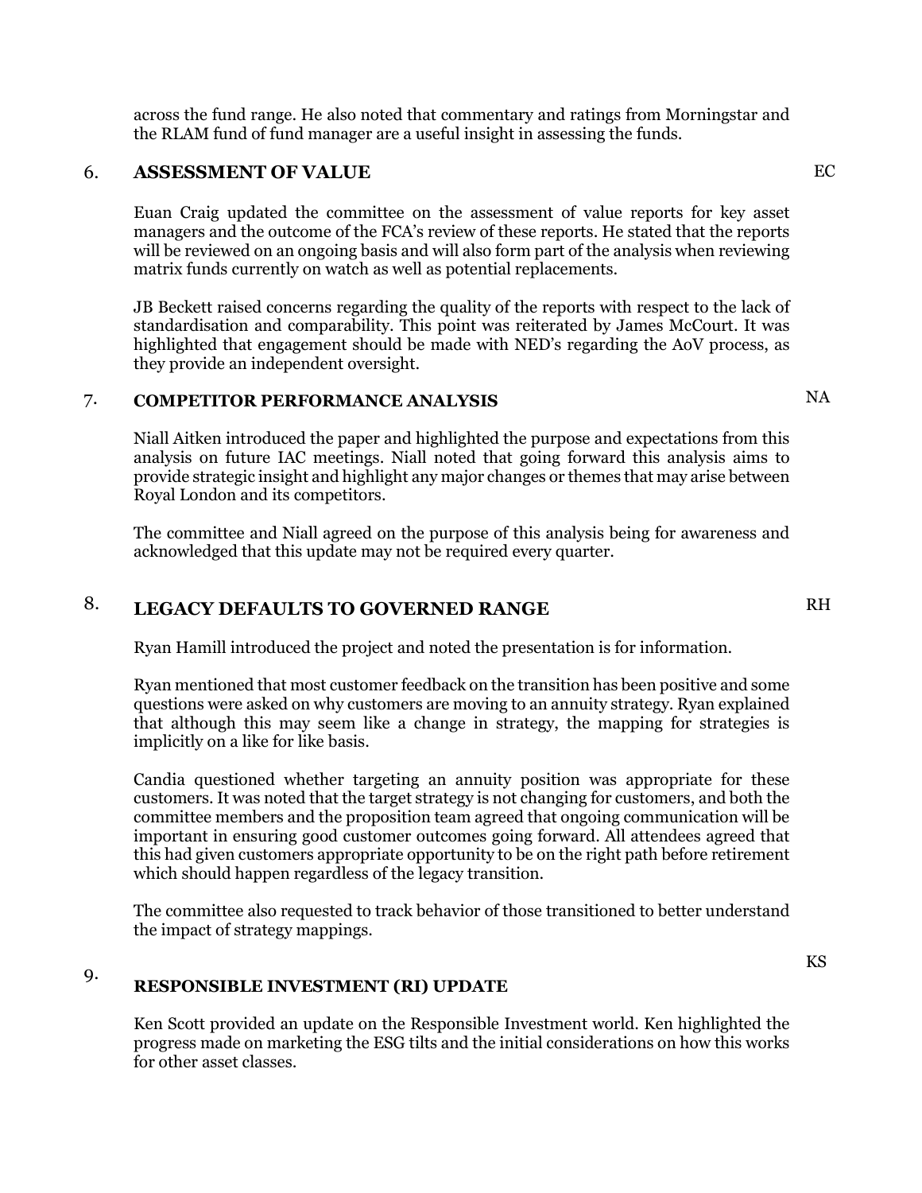across the fund range. He also noted that commentary and ratings from Morningstar and the RLAM fund of fund manager are a useful insight in assessing the funds.

## 6. ASSESSMENT OF VALUE — EC

Euan Craig updated the committee on the assessment of value reports for key asset managers and the outcome of the FCA's review of these reports. He stated that the reports will be reviewed on an ongoing basis and will also form part of the analysis when reviewing matrix funds currently on watch as well as potential replacements.

JB Beckett raised concerns regarding the quality of the reports with respect to the lack of standardisation and comparability. This point was reiterated by James McCourt. It was highlighted that engagement should be made with NED's regarding the AoV process, as they provide an independent oversight.

## 7. COMPETITOR PERFORMANCE ANALYSIS — NA

Niall Aitken introduced the paper and highlighted the purpose and expectations from this analysis on future IAC meetings. Niall noted that going forward this analysis aims to provide strategic insight and highlight any major changes or themes that may arise between Royal London and its competitors.

The committee and Niall agreed on the purpose of this analysis being for awareness and acknowledged that this update may not be required every quarter.

## 8. LEGACY DEFAULTS TO GOVERNED RANGE — RH

Ryan Hamill introduced the project and noted the presentation is for information.

Ryan mentioned that most customer feedback on the transition has been positive and some questions were asked on why customers are moving to an annuity strategy. Ryan explained that although this may seem like a change in strategy, the mapping for strategies is implicitly on a like for like basis.

Candia questioned whether targeting an annuity position was appropriate for these customers. It was noted that the target strategy is not changing for customers, and both the committee members and the proposition team agreed that ongoing communication will be important in ensuring good customer outcomes going forward. All attendees agreed that this had given customers appropriate opportunity to be on the right path before retirement which should happen regardless of the legacy transition.

The committee also requested to track behavior of those transitioned to better understand the impact of strategy mappings.

## 9. RESPONSIBLE INVESTMENT (RI) UPDATE — KS

Ken Scott provided an update on the Responsible Investment world. Ken highlighted the progress made on marketing the ESG tilts and the initial considerations on how this works for other asset classes.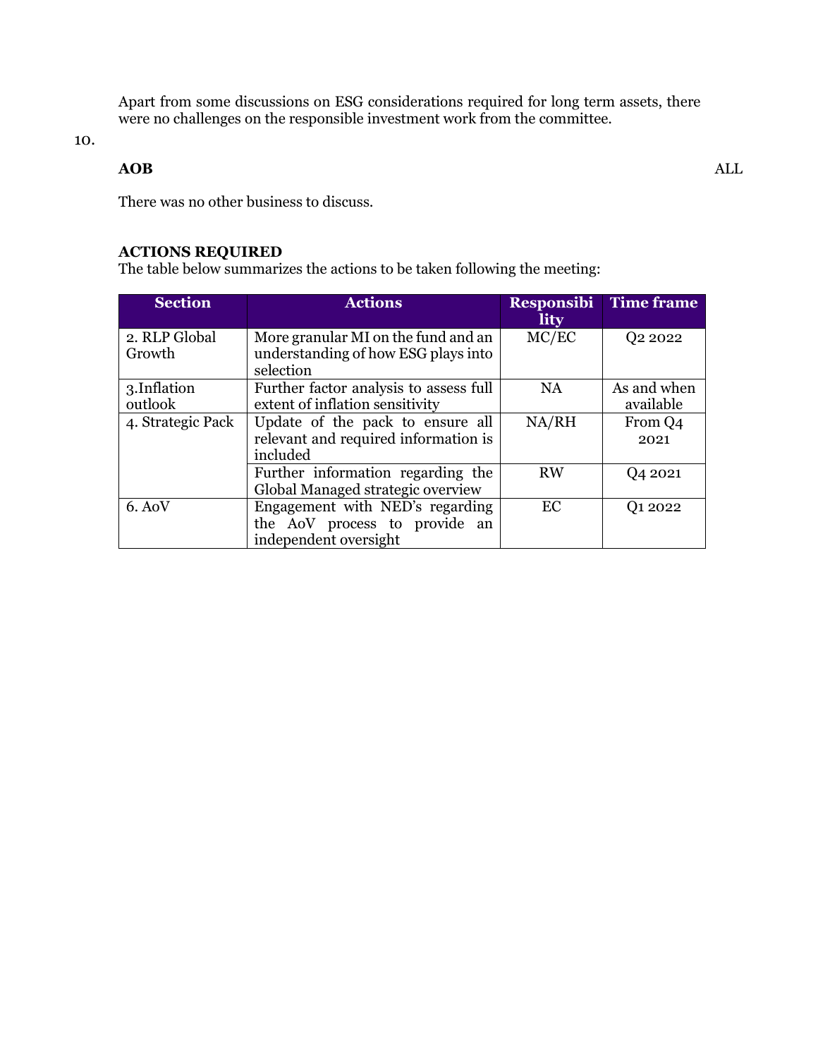Apart from some discussions on ESG considerations required for long term assets, there were no challenges on the responsible investment work from the committee.

10.

**AOB** ALL

There was no other business to discuss.

**ACTIONS REQUIRED**

The table below summarizes the actions to be taken following the meeting:

| Section | Actions | Responsibility | Time frame |
|---|---|---|---|
| 2. RLP Global Growth | More granular MI on the fund and an understanding of how ESG plays into selection | MC/EC | Q2 2022 |
| 3.Inflation outlook | Further factor analysis to assess full extent of inflation sensitivity | NA | As and when available |
| 4. Strategic Pack | Update of the pack to ensure all relevant and required information is included | NA/RH | From Q4 2021 |
| | Further information regarding the Global Managed strategic overview | RW | Q4 2021 |
| 6. AoV | Engagement with NED's regarding the AoV process to provide an independent oversight | EC | Q1 2022 |